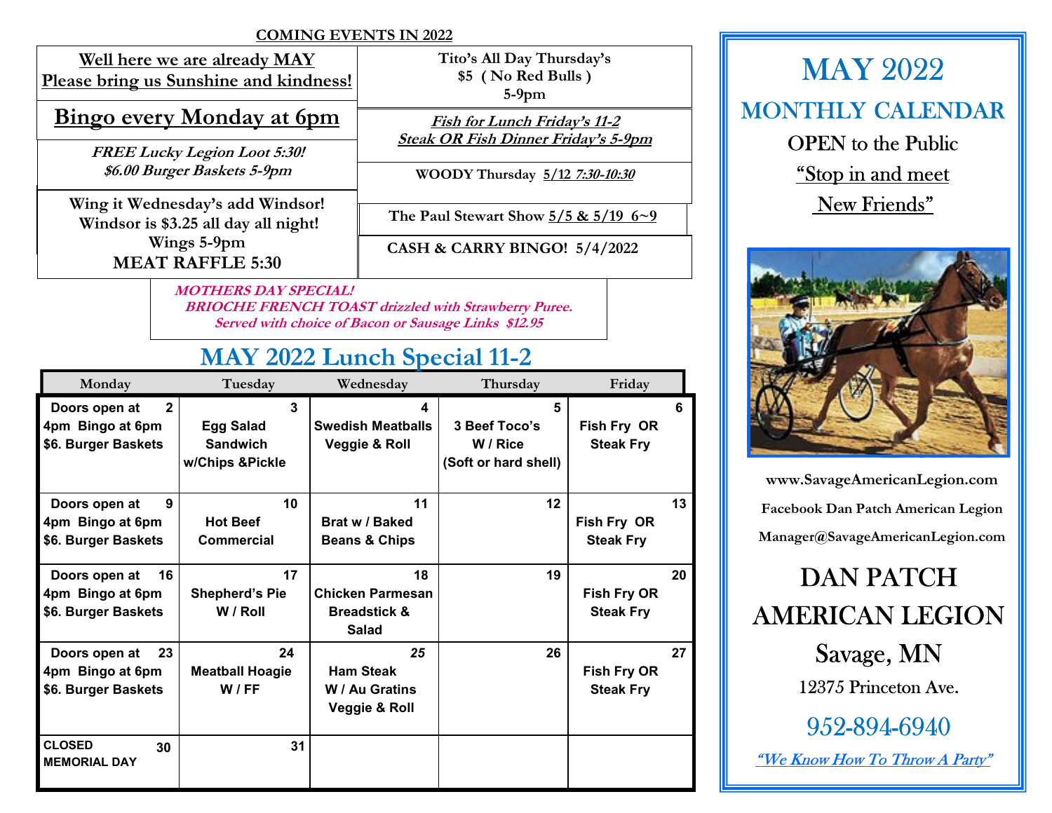**COMING EVENTS IN 2022**

**Well here we are already MAY**
**Please bring us Sunshine and kindness!**

## Bingo every Monday at 6pm

***FREE Lucky Legion Loot 5:30!***
***$6.00 Burger Baskets 5-9pm***

**Wing it Wednesday's add Windsor!**
**Windsor is $3.25 all day all night!**
**Wings 5-9pm**
**MEAT RAFFLE 5:30**

**Tito's All Day Thursday's**
**$5 ( No Red Bulls )**
**5-9pm**

***Fish for Lunch Friday's 11-2***
***Steak OR Fish Dinner Friday's 5-9pm***

**WOODY Thursday 5/12 *7:30-10:30***

**The Paul Stewart Show 5/5 & 5/19 6~9**

**CASH & CARRY BINGO! 5/4/2022**

***MOTHERS DAY SPECIAL!***
***BRIOCHE FRENCH TOAST drizzled with Strawberry Puree.***
***Served with choice of Bacon or Sausage Links $12.95***

## MAY 2022 Lunch Special 11-2

| Monday | Tuesday | Wednesday | Thursday | Friday |
|---|---|---|---|---|
| 2 Doors open at 4pm Bingo at 6pm $6. Burger Baskets | 3 Egg Salad Sandwich w/Chips &Pickle | 4 Swedish Meatballs Veggie & Roll | 5 3 Beef Toco's W / Rice (Soft or hard shell) | 6 Fish Fry OR Steak Fry |
| 9 Doors open at 4pm Bingo at 6pm $6. Burger Baskets | 10 Hot Beef Commercial | 11 Brat w / Baked Beans & Chips | 12 | 13 Fish Fry OR Steak Fry |
| 16 Doors open at 4pm Bingo at 6pm $6. Burger Baskets | 17 Shepherd's Pie W / Roll | 18 Chicken Parmesan Breadstick & Salad | 19 | 20 Fish Fry OR Steak Fry |
| 23 Doors open at 4pm Bingo at 6pm $6. Burger Baskets | 24 Meatball Hoagie W / FF | 25 Ham Steak W / Au Gratins Veggie & Roll | 26 | 27 Fish Fry OR Steak Fry |
| 30 CLOSED MEMORIAL DAY | 31 | | | |

# MAY 2022

## MONTHLY CALENDAR

OPEN to the Public

"Stop in and meet New Friends"

**www.SavageAmericanLegion.com**

**Facebook Dan Patch American Legion**

**Manager@SavageAmericanLegion.com**

## DAN PATCH AMERICAN LEGION

Savage, MN

12375 Princeton Ave.

952-894-6940

*"We Know How To Throw A Party"*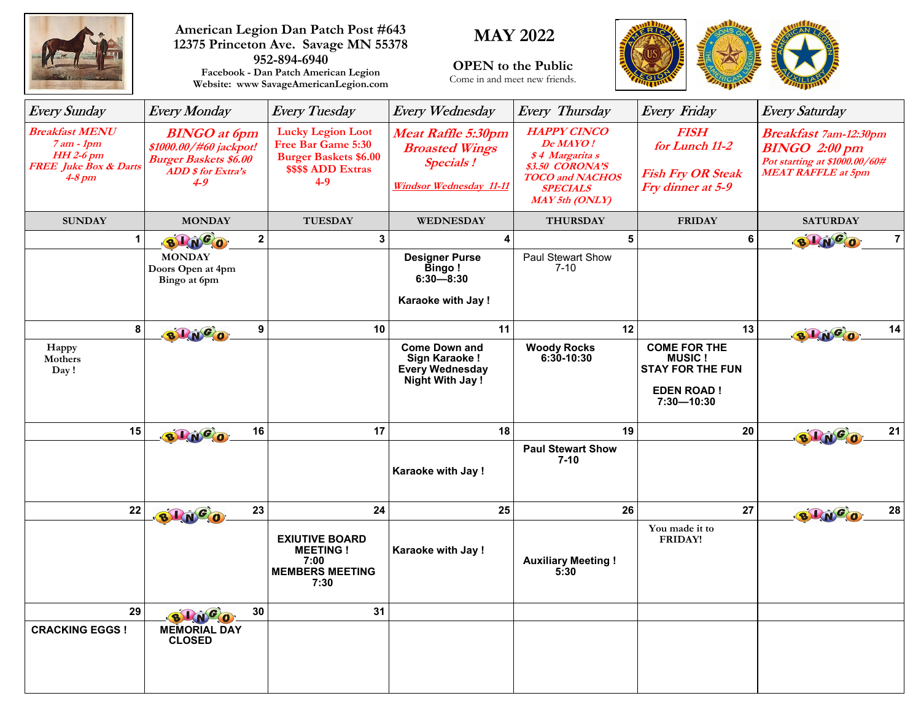**American Legion Dan Patch Post #643**
**12375 Princeton Ave. Savage MN 55378**
**952-894-6940**
Facebook - Dan Patch American Legion
Website: www.SavageAmericanLegion.com

# MAY 2022

**OPEN to the Public**
Come in and meet new friends.

| Every Sunday | Every Monday | Every Tuesday | Every Wednesday | Every Thursday | Every Friday | Every Saturday |
|---|---|---|---|---|---|---|
| Breakfast MENU 7 am - 1pm HH 2-6 pm FREE Juke Box & Darts 4-8 pm | BINGO at 6pm $1000.00/#60 jackpot! Burger Baskets $6.00 ADD $ for Extra's 4-9 | Lucky Legion Loot Free Bar Game 5:30 Burger Baskets $6.00 $$$$ ADD Extras 4-9 | Meat Raffle 5:30pm Broasted Wings Specials ! Windsor Wednesday 11-11 | HAPPY CINCO De MAYO ! $ 4 Margarita s $3.50 CORONA'S TOCO and NACHOS SPECIALS MAY 5th (ONLY) | FISH for Lunch 11-2 Fish Fry OR Steak Fry dinner at 5-9 | Breakfast 7am-12:30pm BINGO 2:00 pm Pot starting at $1000.00/60# MEAT RAFFLE at 5pm |

| SUNDAY | MONDAY | TUESDAY | WEDNESDAY | THURSDAY | FRIDAY | SATURDAY |
|---|---|---|---|---|---|---|
| 1 | 2 BINGO MONDAY Doors Open at 4pm Bingo at 6pm | 3 | 4 Designer Purse Bingo ! 6:30—8:30 Karaoke with Jay ! | 5 Paul Stewart Show 7-10 | 6 | 7 BINGO |
| 8 Happy Mothers Day ! | 9 BINGO | 10 | 11 Come Down and Sign Karaoke ! Every Wednesday Night With Jay ! | 12 Woody Rocks 6:30-10:30 | 13 COME FOR THE MUSIC ! STAY FOR THE FUN EDEN ROAD ! 7:30—10:30 | 14 BINGO |
| 15 | 16 BINGO | 17 | 18 Karaoke with Jay ! | 19 Paul Stewart Show 7-10 | 20 | 21 BINGO |
| 22 | 23 BINGO | 24 EXIUTIVE BOARD MEETING ! 7:00 MEMBERS MEETING 7:30 | 25 Karaoke with Jay ! | 26 Auxiliary Meeting ! 5:30 | 27 You made it to FRIDAY! | 28 BINGO |
| 29 CRACKING EGGS ! | 30 BINGO MEMORIAL DAY CLOSED | 31 | | | | |